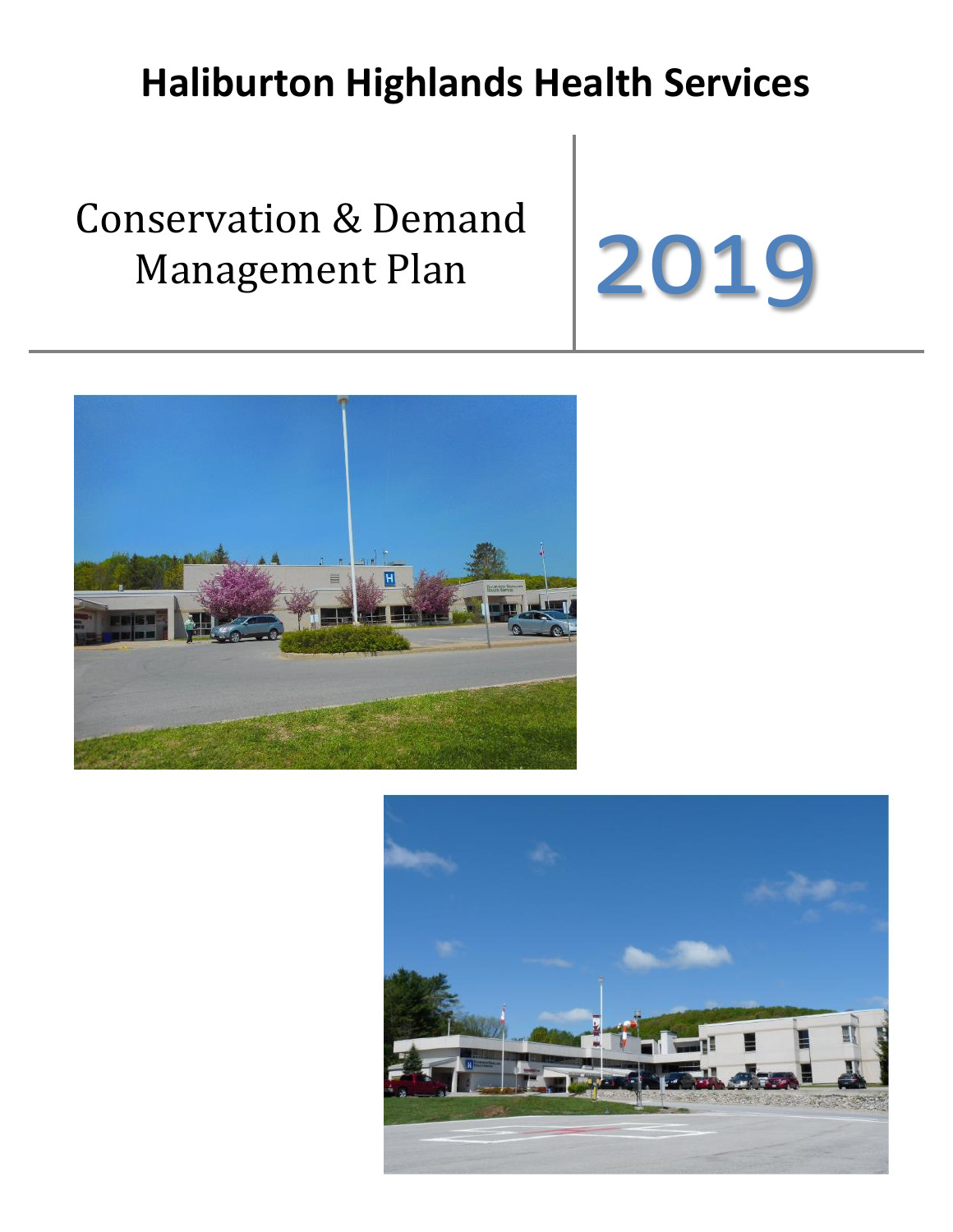# Haliburton Highlands Health Services

## Conservation & Demand Management Plan

# 2019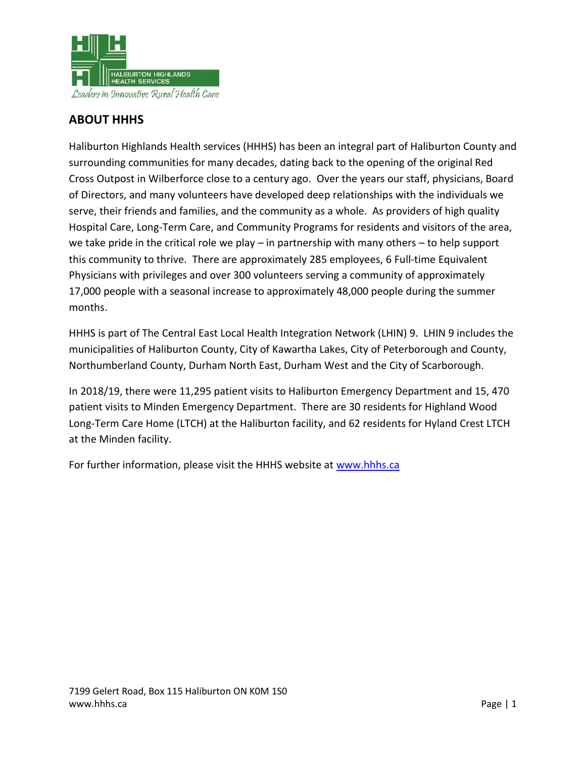## ABOUT HHHS

Haliburton Highlands Health services (HHHS) has been an integral part of Haliburton County and surrounding communities for many decades, dating back to the opening of the original Red Cross Outpost in Wilberforce close to a century ago. Over the years our staff, physicians, Board of Directors, and many volunteers have developed deep relationships with the individuals we serve, their friends and families, and the community as a whole. As providers of high quality Hospital Care, Long-Term Care, and Community Programs for residents and visitors of the area, we take pride in the critical role we play – in partnership with many others – to help support this community to thrive. There are approximately 285 employees, 6 Full-time Equivalent Physicians with privileges and over 300 volunteers serving a community of approximately 17,000 people with a seasonal increase to approximately 48,000 people during the summer months.

HHHS is part of The Central East Local Health Integration Network (LHIN) 9. LHIN 9 includes the municipalities of Haliburton County, City of Kawartha Lakes, City of Peterborough and County, Northumberland County, Durham North East, Durham West and the City of Scarborough.

In 2018/19, there were 11,295 patient visits to Haliburton Emergency Department and 15, 470 patient visits to Minden Emergency Department. There are 30 residents for Highland Wood Long-Term Care Home (LTCH) at the Haliburton facility, and 62 residents for Hyland Crest LTCH at the Minden facility.

For further information, please visit the HHHS website at [www.hhhs.ca](http://www.hhhs.ca)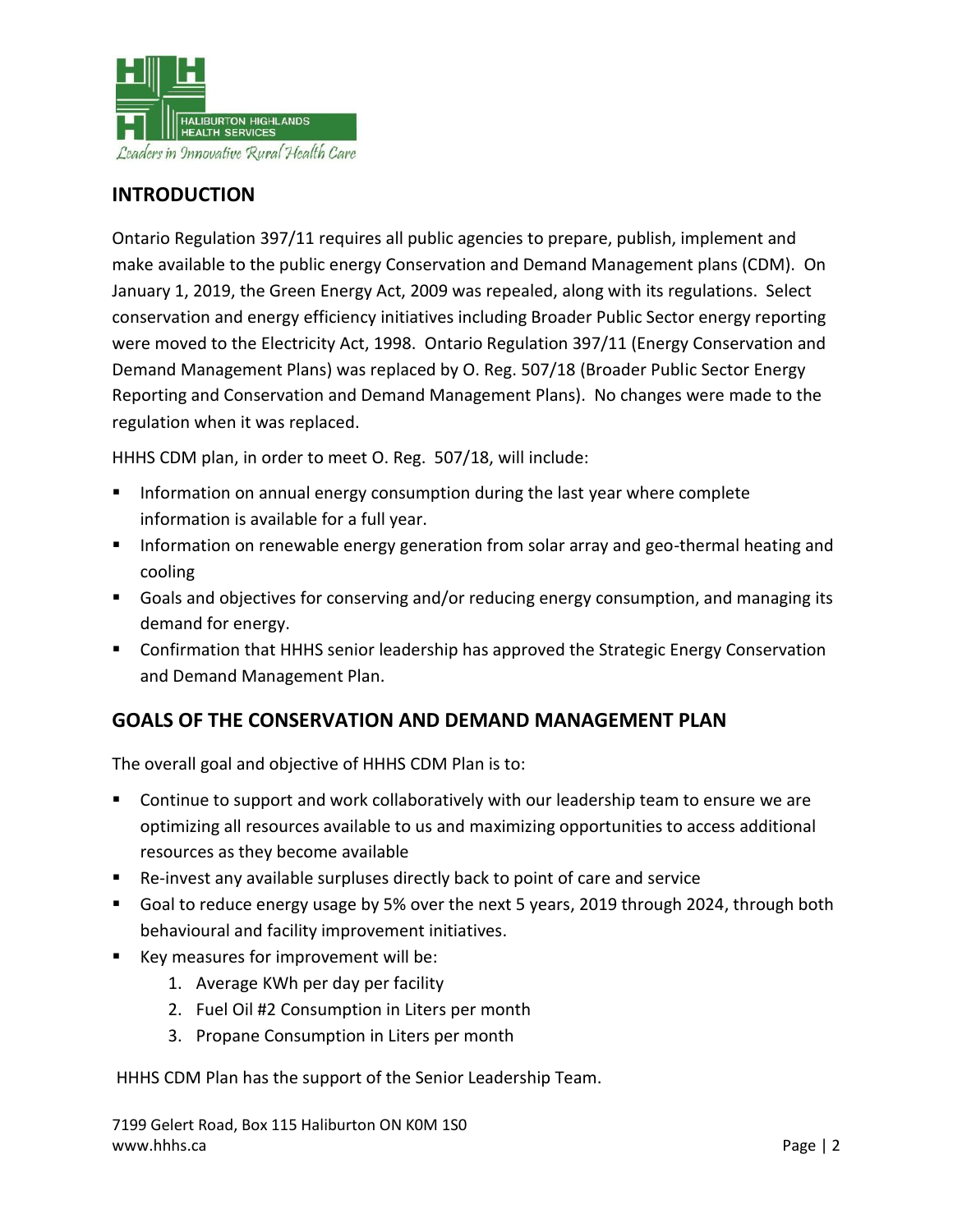## INTRODUCTION

Ontario Regulation 397/11 requires all public agencies to prepare, publish, implement and make available to the public energy Conservation and Demand Management plans (CDM). On January 1, 2019, the Green Energy Act, 2009 was repealed, along with its regulations. Select conservation and energy efficiency initiatives including Broader Public Sector energy reporting were moved to the Electricity Act, 1998. Ontario Regulation 397/11 (Energy Conservation and Demand Management Plans) was replaced by O. Reg. 507/18 (Broader Public Sector Energy Reporting and Conservation and Demand Management Plans). No changes were made to the regulation when it was replaced.

HHHS CDM plan, in order to meet O. Reg. 507/18, will include:

- Information on annual energy consumption during the last year where complete information is available for a full year.
- Information on renewable energy generation from solar array and geo-thermal heating and cooling
- Goals and objectives for conserving and/or reducing energy consumption, and managing its demand for energy.
- Confirmation that HHHS senior leadership has approved the Strategic Energy Conservation and Demand Management Plan.

## GOALS OF THE CONSERVATION AND DEMAND MANAGEMENT PLAN

The overall goal and objective of HHHS CDM Plan is to:

- Continue to support and work collaboratively with our leadership team to ensure we are optimizing all resources available to us and maximizing opportunities to access additional resources as they become available
- Re-invest any available surpluses directly back to point of care and service
- Goal to reduce energy usage by 5% over the next 5 years, 2019 through 2024, through both behavioural and facility improvement initiatives.
- Key measures for improvement will be:
  1. Average KWh per day per facility
  2. Fuel Oil #2 Consumption in Liters per month
  3. Propane Consumption in Liters per month

HHHS CDM Plan has the support of the Senior Leadership Team.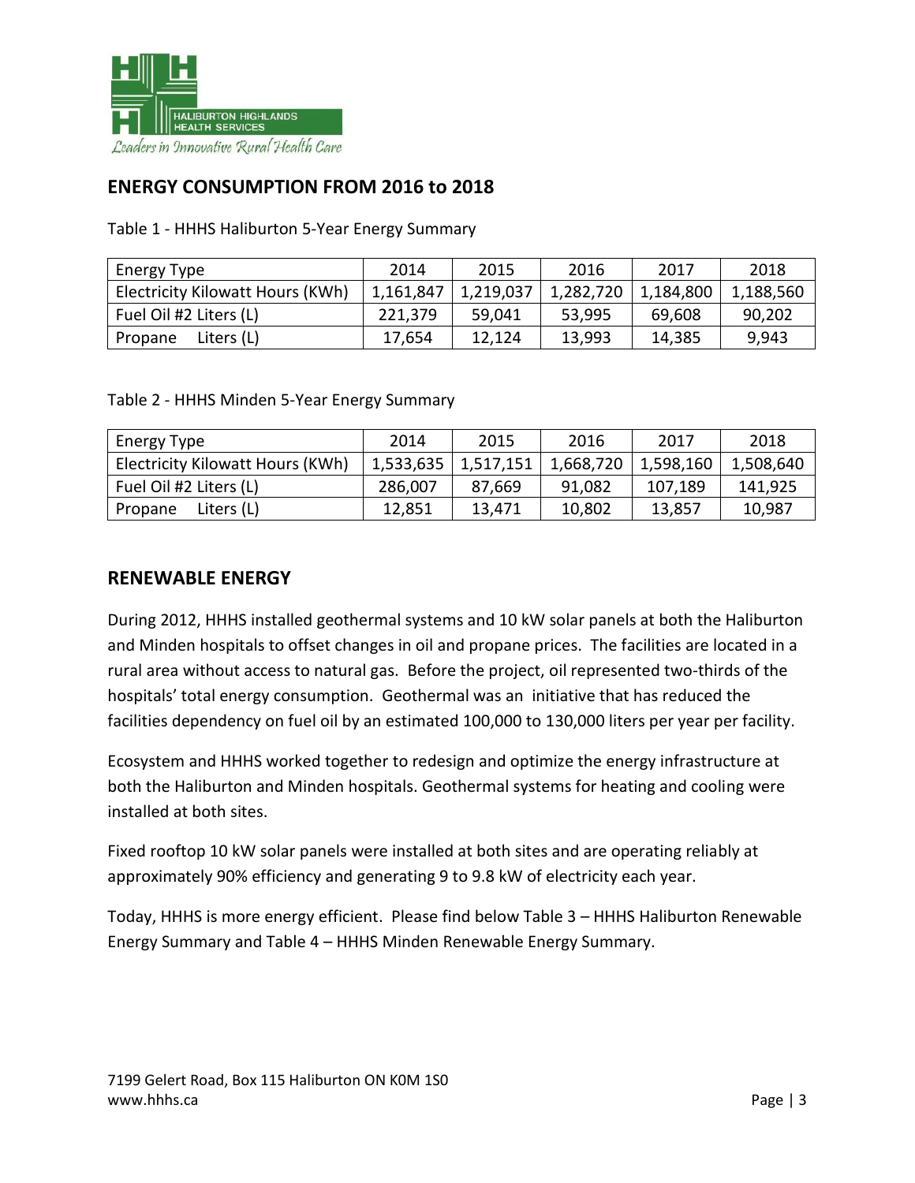## ENERGY CONSUMPTION FROM 2016 to 2018

Table 1 - HHHS Haliburton 5-Year Energy Summary

| Energy Type | 2014 | 2015 | 2016 | 2017 | 2018 |
|---|---|---|---|---|---|
| Electricity Kilowatt Hours (KWh) | 1,161,847 | 1,219,037 | 1,282,720 | 1,184,800 | 1,188,560 |
| Fuel Oil #2 Liters (L) | 221,379 | 59,041 | 53,995 | 69,608 | 90,202 |
| Propane Liters (L) | 17,654 | 12,124 | 13,993 | 14,385 | 9,943 |

Table 2 - HHHS Minden 5-Year Energy Summary

| Energy Type | 2014 | 2015 | 2016 | 2017 | 2018 |
|---|---|---|---|---|---|
| Electricity Kilowatt Hours (KWh) | 1,533,635 | 1,517,151 | 1,668,720 | 1,598,160 | 1,508,640 |
| Fuel Oil #2 Liters (L) | 286,007 | 87,669 | 91,082 | 107,189 | 141,925 |
| Propane Liters (L) | 12,851 | 13,471 | 10,802 | 13,857 | 10,987 |

## RENEWABLE ENERGY

During 2012, HHHS installed geothermal systems and 10 kW solar panels at both the Haliburton and Minden hospitals to offset changes in oil and propane prices. The facilities are located in a rural area without access to natural gas. Before the project, oil represented two-thirds of the hospitals' total energy consumption. Geothermal was an initiative that has reduced the facilities dependency on fuel oil by an estimated 100,000 to 130,000 liters per year per facility.

Ecosystem and HHHS worked together to redesign and optimize the energy infrastructure at both the Haliburton and Minden hospitals. Geothermal systems for heating and cooling were installed at both sites.

Fixed rooftop 10 kW solar panels were installed at both sites and are operating reliably at approximately 90% efficiency and generating 9 to 9.8 kW of electricity each year.

Today, HHHS is more energy efficient. Please find below Table 3 – HHHS Haliburton Renewable Energy Summary and Table 4 – HHHS Minden Renewable Energy Summary.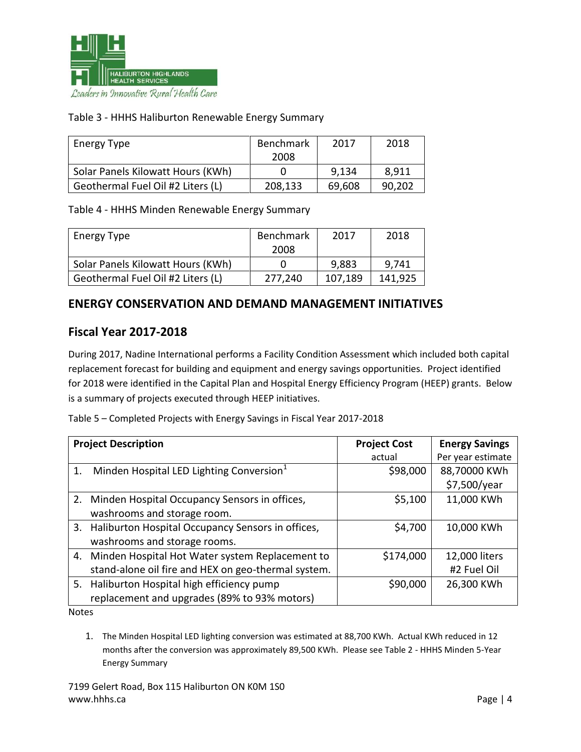Table 3 - HHHS Haliburton Renewable Energy Summary

| Energy Type | Benchmark 2008 | 2017 | 2018 |
|---|---|---|---|
| Solar Panels Kilowatt Hours (KWh) | 0 | 9,134 | 8,911 |
| Geothermal Fuel Oil #2 Liters (L) | 208,133 | 69,608 | 90,202 |

Table 4 - HHHS Minden Renewable Energy Summary

| Energy Type | Benchmark 2008 | 2017 | 2018 |
|---|---|---|---|
| Solar Panels Kilowatt Hours (KWh) | 0 | 9,883 | 9,741 |
| Geothermal Fuel Oil #2 Liters (L) | 277,240 | 107,189 | 141,925 |

## ENERGY CONSERVATION AND DEMAND MANAGEMENT INITIATIVES

## Fiscal Year 2017-2018

During 2017, Nadine International performs a Facility Condition Assessment which included both capital replacement forecast for building and equipment and energy savings opportunities. Project identified for 2018 were identified in the Capital Plan and Hospital Energy Efficiency Program (HEEP) grants. Below is a summary of projects executed through HEEP initiatives.

Table 5 – Completed Projects with Energy Savings in Fiscal Year 2017-2018

| **Project Description** | **Project Cost** actual | **Energy Savings** Per year estimate |
|---|---|---|
| 1. Minden Hospital LED Lighting Conversion[1] | $98,000 | 88,70000 KWh $7,500/year |
| 2. Minden Hospital Occupancy Sensors in offices, washrooms and storage room. | $5,100 | 11,000 KWh |
| 3. Haliburton Hospital Occupancy Sensors in offices, washrooms and storage rooms. | $4,700 | 10,000 KWh |
| 4. Minden Hospital Hot Water system Replacement to stand-alone oil fire and HEX on geo-thermal system. | $174,000 | 12,000 liters #2 Fuel Oil |
| 5. Haliburton Hospital high efficiency pump replacement and upgrades (89% to 93% motors) | $90,000 | 26,300 KWh |

Notes

1. The Minden Hospital LED lighting conversion was estimated at 88,700 KWh. Actual KWh reduced in 12 months after the conversion was approximately 89,500 KWh. Please see Table 2 - HHHS Minden 5-Year Energy Summary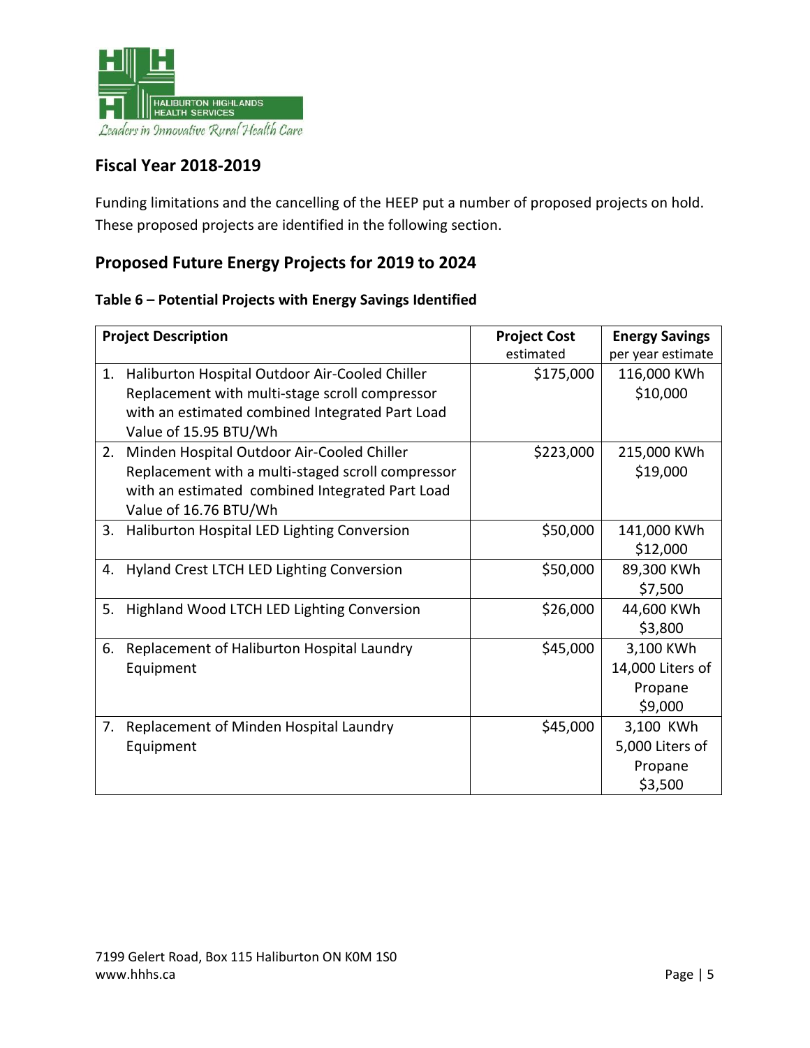## Fiscal Year 2018-2019

Funding limitations and the cancelling of the HEEP put a number of proposed projects on hold. These proposed projects are identified in the following section.

## Proposed Future Energy Projects for 2019 to 2024

**Table 6 – Potential Projects with Energy Savings Identified**

| **Project Description** | **Project Cost** estimated | **Energy Savings** per year estimate |
|---|---|---|
| 1. Haliburton Hospital Outdoor Air-Cooled Chiller Replacement with multi-stage scroll compressor with an estimated combined Integrated Part Load Value of 15.95 BTU/Wh | $175,000 | 116,000 KWh $10,000 |
| 2. Minden Hospital Outdoor Air-Cooled Chiller Replacement with a multi-staged scroll compressor with an estimated combined Integrated Part Load Value of 16.76 BTU/Wh | $223,000 | 215,000 KWh $19,000 |
| 3. Haliburton Hospital LED Lighting Conversion | $50,000 | 141,000 KWh $12,000 |
| 4. Hyland Crest LTCH LED Lighting Conversion | $50,000 | 89,300 KWh $7,500 |
| 5. Highland Wood LTCH LED Lighting Conversion | $26,000 | 44,600 KWh $3,800 |
| 6. Replacement of Haliburton Hospital Laundry Equipment | $45,000 | 3,100 KWh 14,000 Liters of Propane $9,000 |
| 7. Replacement of Minden Hospital Laundry Equipment | $45,000 | 3,100 KWh 5,000 Liters of Propane $3,500 |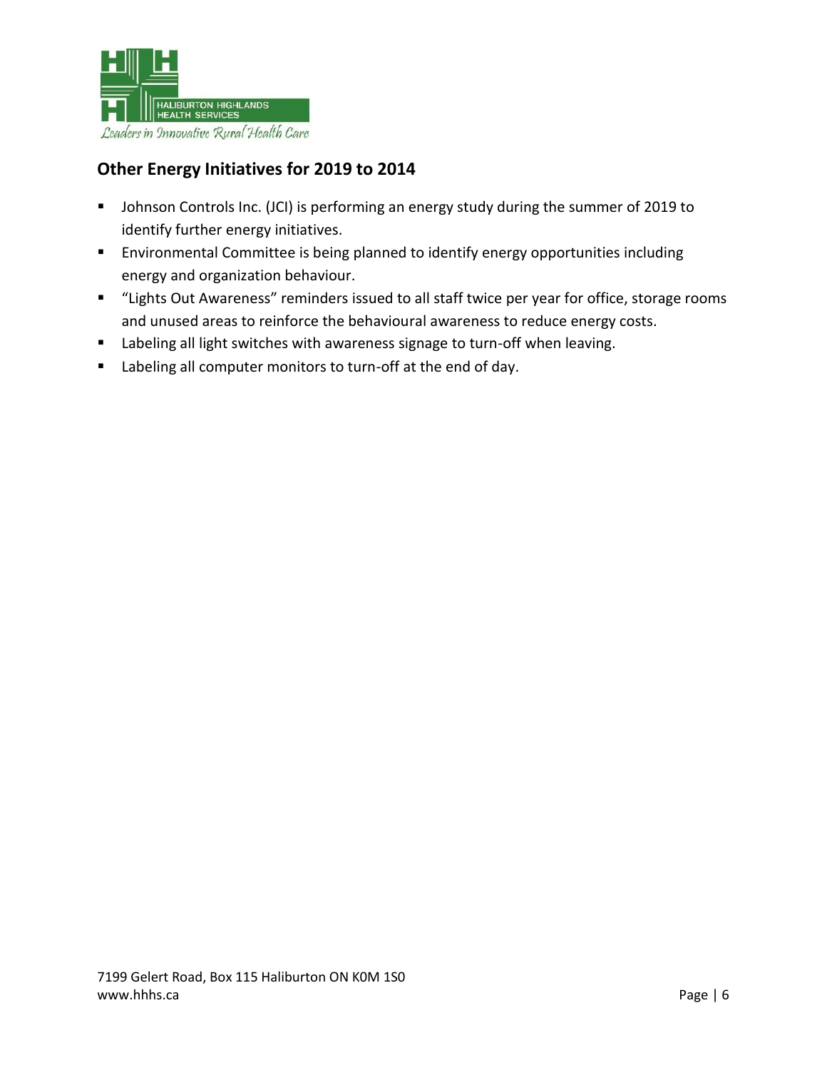## Other Energy Initiatives for 2019 to 2014

- Johnson Controls Inc. (JCI) is performing an energy study during the summer of 2019 to identify further energy initiatives.
- Environmental Committee is being planned to identify energy opportunities including energy and organization behaviour.
- "Lights Out Awareness" reminders issued to all staff twice per year for office, storage rooms and unused areas to reinforce the behavioural awareness to reduce energy costs.
- Labeling all light switches with awareness signage to turn-off when leaving.
- Labeling all computer monitors to turn-off at the end of day.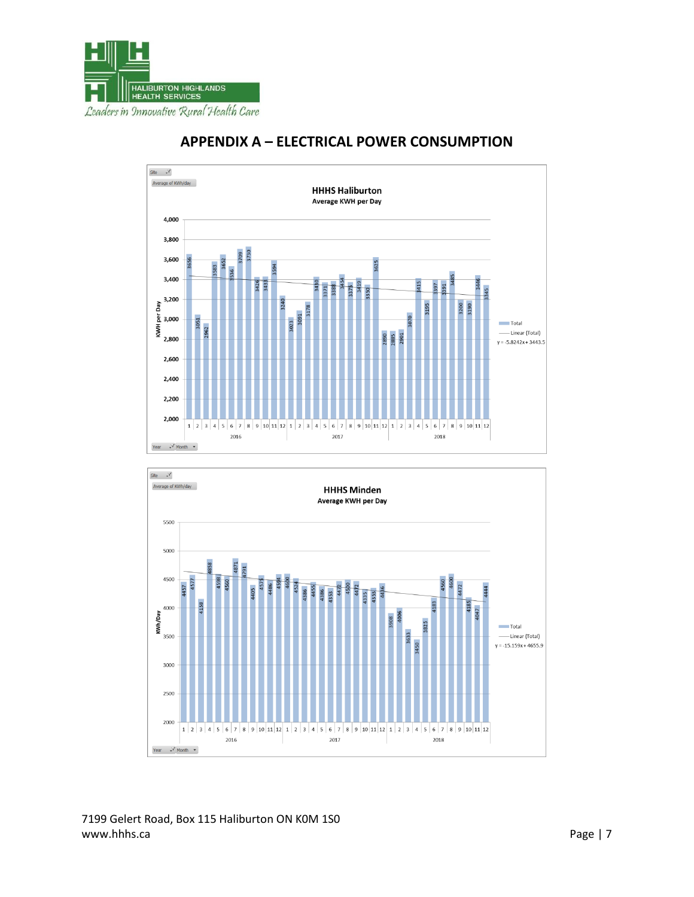# APPENDIX A – ELECTRICAL POWER CONSUMPTION

**HHHS Haliburton**
**Average KWH per Day**

| Year | Month | KWH per Day |
|---|---|---|
| 2016 | 1 | 3656 |
| 2016 | 2 | 3051 |
| 2016 | 3 | 2962 |
| 2016 | 4 | 3583 |
| 2016 | 5 | 3652 |
| 2016 | 6 | 3536 |
| 2016 | 7 | 3709 |
| 2016 | 8 | 3730 |
| 2016 | 9 | 3426 |
| 2016 | 10 | 3433 |
| 2016 | 11 | 3594 |
| 2016 | 12 | 3240 |
| 2017 | 1 | 3023 |
| 2017 | 2 | 3091 |
| 2017 | 3 | 3178 |
| 2017 | 4 | 3410 |
| 2017 | 5 | 3371 |
| 2017 | 6 | 3388 |
| 2017 | 7 | 3454 |
| 2017 | 8 | 3375 |
| 2017 | 9 | 3419 |
| 2017 | 10 | 3352 |
| 2017 | 11 | 3615 |
| 2017 | 12 | 2890 |
| 2018 | 1 | 2885 |
| 2018 | 2 | 2901 |
| 2018 | 3 | 3070 |
| 2018 | 4 | 3415 |
| 2018 | 5 | 3195 |
| 2018 | 6 | 3397 |
| 2018 | 7 | 3391 |
| 2018 | 8 | 3485 |
| 2018 | 9 | 3200 |
| 2018 | 10 | 3190 |
| 2018 | 11 | 3446 |
| 2018 | 12 | 3345 |

Total — Linear (Total): $y = -5.8242x + 3443.5$

**HHHS Minden**
**Average KWH per Day**

| Year | Month | KWh/Day |
|---|---|---|
| 2016 | 1 | 4457 |
| 2016 | 2 | 4577 |
| 2016 | 3 | 4158 |
| 2016 | 4 | 4858 |
| 2016 | 5 | 4598 |
| 2016 | 6 | 4560 |
| 2016 | 7 | 4871 |
| 2016 | 8 | 4791 |
| 2016 | 9 | 4405 |
| 2016 | 10 | 4575 |
| 2016 | 11 | 4486 |
| 2016 | 12 | 4594 |
| 2017 | 1 | 4600 |
| 2017 | 2 | 4524 |
| 2017 | 3 | 4386 |
| 2017 | 4 | 4455 |
| 2017 | 5 | 4386 |
| 2017 | 6 | 4353 |
| 2017 | 7 | 4472 |
| 2017 | 8 | 4500 |
| 2017 | 9 | 4472 |
| 2017 | 10 | 4335 |
| 2017 | 11 | 4353 |
| 2017 | 12 | 4436 |
| 2018 | 1 | 3908 |
| 2018 | 2 | 4006 |
| 2018 | 3 | 3633 |
| 2018 | 4 | 3450 |
| 2018 | 5 | 3825 |
| 2018 | 6 | 4183 |
| 2018 | 7 | 4560 |
| 2018 | 8 | 4600 |
| 2018 | 9 | 4472 |
| 2018 | 10 | 4185 |
| 2018 | 11 | 4047 |
| 2018 | 12 | 4444 |

Total — Linear (Total): $y = -15.159x + 4655.9$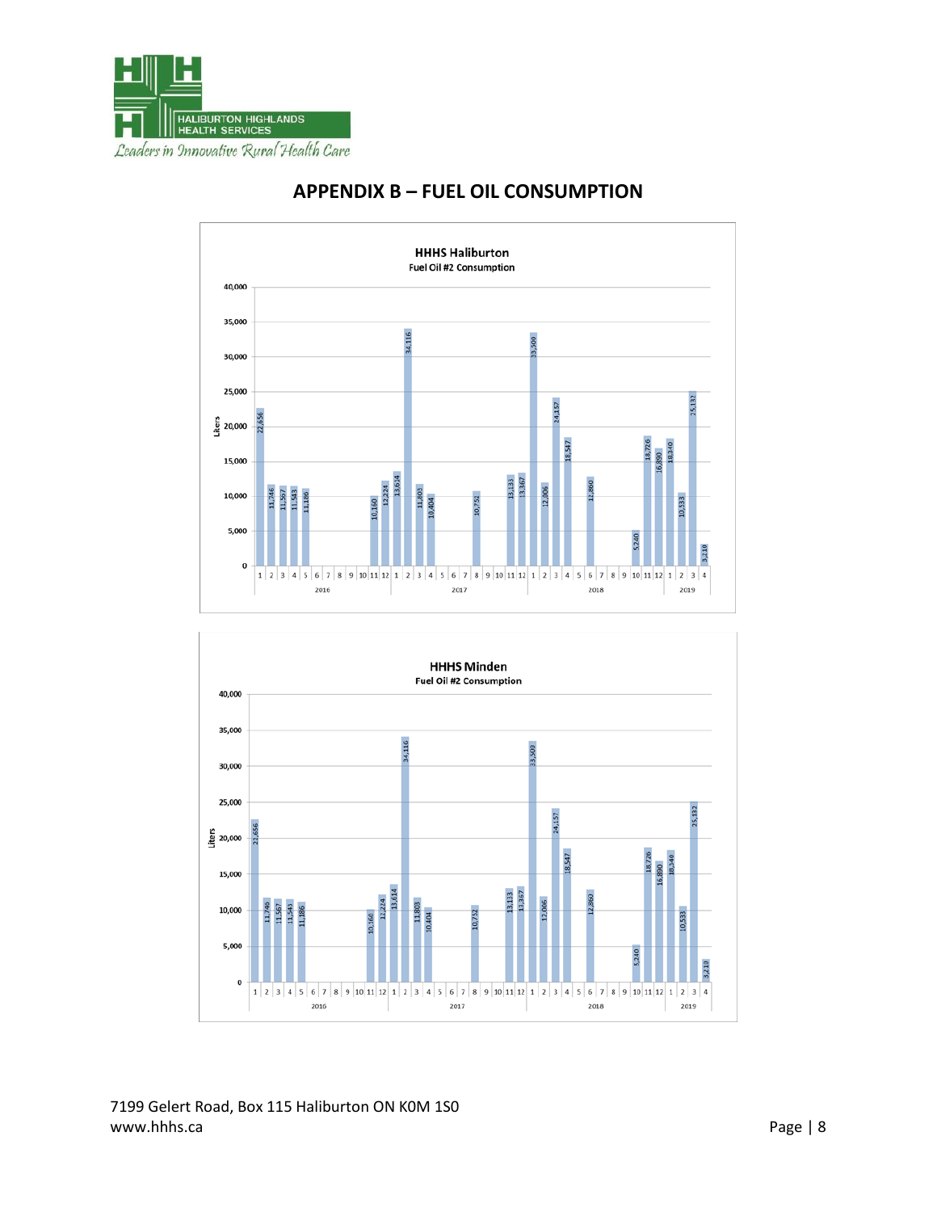# APPENDIX B – FUEL OIL CONSUMPTION

**HHHS Haliburton**
Fuel Oil #2 Consumption

Liters

| Year | 1 | 2 | 3 | 4 | 5 | 6 | 7 | 8 | 9 | 10 | 11 | 12 |
|---|---|---|---|---|---|---|---|---|---|---|---|---|
| 2016 | 22,656 | 11,746 | 11,567 | 11,543 | 11,186 | | | | | | 10,160 | 12,224 |
| 2017 | 13,614 | 34,116 | 11,803 | 10,404 | | | | 10,752 | | | 13,133 | 13,367 |
| 2018 | 33,500 | 12,006 | 24,157 | 18,547 | | 12,860 | | | | 5,240 | 18,726 | 16,890 |
| 2019 | 18,340 | 10,533 | 25,132 | 3,210 | | | | | | | | |

**HHHS Minden**
Fuel Oil #2 Consumption

Liters

| Year | 1 | 2 | 3 | 4 | 5 | 6 | 7 | 8 | 9 | 10 | 11 | 12 |
|---|---|---|---|---|---|---|---|---|---|---|---|---|
| 2016 | 21,656 | 11,746 | 11,567 | 11,543 | 11,186 | | | | | | 10,160 | 12,224 |
| 2017 | 13,614 | 34,116 | 11,803 | 10,404 | | | | 10,752 | | | 13,133 | 13,367 |
| 2018 | 33,500 | 12,066 | 24,157 | 18,547 | | 12,860 | | | | 5,240 | 18,726 | 16,890 |
| 2019 | 18,340 | 10,533 | 25,132 | 3,210 | | | | | | | | |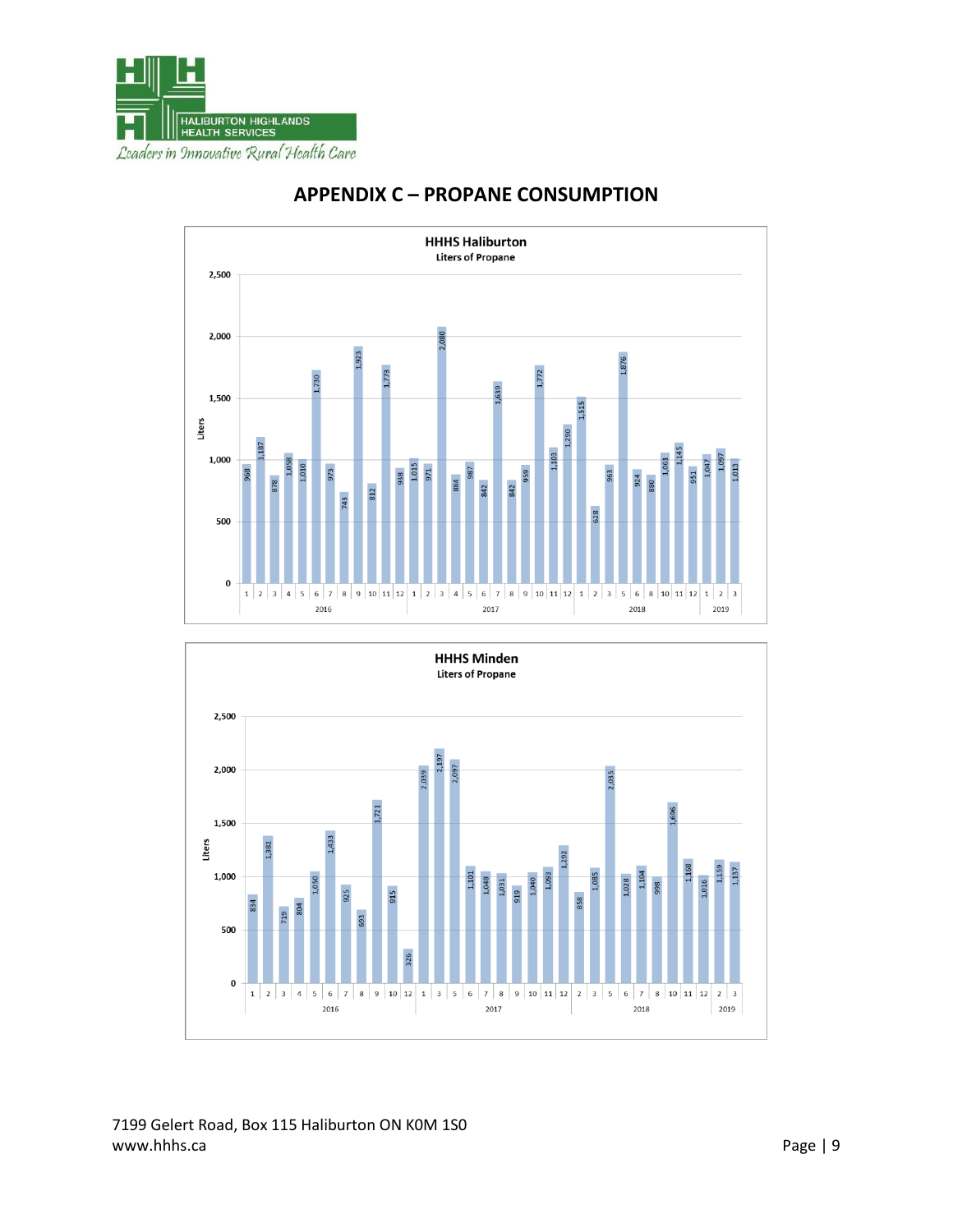# APPENDIX C – PROPANE CONSUMPTION

## HHHS Haliburton

**Liters of Propane**

| Year | Month | Liters |
|---|---|---|
| 2016 | 1 | 968 |
| 2016 | 2 | 1,187 |
| 2016 | 3 | 878 |
| 2016 | 4 | 1,058 |
| 2016 | 5 | 1,010 |
| 2016 | 6 | 1,730 |
| 2016 | 7 | 973 |
| 2016 | 8 | 743 |
| 2016 | 9 | 1,923 |
| 2016 | 10 | 812 |
| 2016 | 11 | 1,773 |
| 2016 | 12 | 938 |
| 2017 | 1 | 1,015 |
| 2017 | 2 | 971 |
| 2017 | 3 | 2,080 |
| 2017 | 4 | 884 |
| 2017 | 5 | 987 |
| 2017 | 6 | 842 |
| 2017 | 7 | 1,639 |
| 2017 | 8 | 842 |
| 2017 | 9 | 959 |
| 2017 | 10 | 1,772 |
| 2017 | 11 | 1,103 |
| 2017 | 12 | 1,290 |
| 2018 | 1 | 1,515 |
| 2018 | 2 | 628 |
| 2018 | 3 | 963 |
| 2018 | 5 | 1,876 |
| 2018 | 6 | 924 |
| 2018 | 8 | 880 |
| 2018 | 10 | 1,061 |
| 2018 | 11 | 1,145 |
| 2018 | 12 | 951 |
| 2019 | 1 | 1,047 |
| 2019 | 2 | 1,097 |
| 2019 | 3 | 1,013 |

## HHHS Minden

**Liters of Propane**

| Year | Month | Liters |
|---|---|---|
| 2016 | 1 | 834 |
| 2016 | 2 | 1,382 |
| 2016 | 3 | 719 |
| 2016 | 4 | 804 |
| 2016 | 5 | 1,050 |
| 2016 | 6 | 1,433 |
| 2016 | 7 | 925 |
| 2016 | 8 | 693 |
| 2016 | 9 | 1,721 |
| 2016 | 10 | 915 |
| 2016 | 12 | 326 |
| 2017 | 1 | 2,039 |
| 2017 | 3 | 2,197 |
| 2017 | 5 | 2,097 |
| 2017 | 6 | 1,101 |
| 2017 | 7 | 1,048 |
| 2017 | 8 | 1,031 |
| 2017 | 9 | 919 |
| 2017 | 10 | 1,040 |
| 2017 | 11 | 1,093 |
| 2017 | 12 | 1,292 |
| 2018 | 2 | 858 |
| 2018 | 3 | 1,085 |
| 2018 | 5 | 2,035 |
| 2018 | 6 | 1,028 |
| 2018 | 7 | 1,104 |
| 2018 | 8 | 998 |
| 2018 | 10 | 1,696 |
| 2018 | 11 | 1,168 |
| 2018 | 12 | 1,016 |
| 2019 | 2 | 1,159 |
| 2019 | 3 | 1,137 |